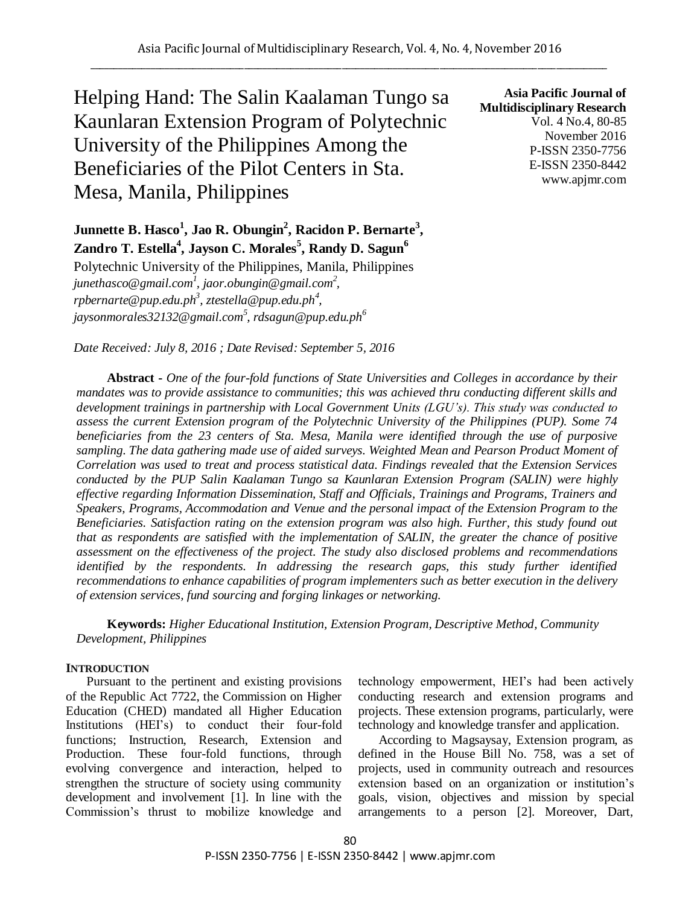# Helping Hand: The Salin Kaalaman Tungo sa Kaunlaran Extension Program of Polytechnic University of the Philippines Among the Beneficiaries of the Pilot Centers in Sta. Mesa, Manila, Philippines

**Asia Pacific Journal of Multidisciplinary Research**
Vol. 4 No.4, 80-85
November 2016
P-ISSN 2350-7756
E-ISSN 2350-8442
www.apjmr.com

**Junnette B. Hasco[1], Jao R. Obungin[2], Racidon P. Bernarte[3], Zandro T. Estella[4], Jayson C. Morales[5], Randy D. Sagun[6]**

Polytechnic University of the Philippines, Manila, Philippines

*junethasco@gmail.com[1], jaor.obungin@gmail.com[2], rpbernarte@pup.edu.ph[3], ztestella@pup.edu.ph[4], jaysonmorales32132@gmail.com[5], rdsagun@pup.edu.ph[6]*

*Date Received: July 8, 2016 ; Date Revised: September 5, 2016*

**Abstract -** *One of the four-fold functions of State Universities and Colleges in accordance by their mandates was to provide assistance to communities; this was achieved thru conducting different skills and development trainings in partnership with Local Government Units (LGU's). This study was conducted to assess the current Extension program of the Polytechnic University of the Philippines (PUP). Some 74 beneficiaries from the 23 centers of Sta. Mesa, Manila were identified through the use of purposive sampling. The data gathering made use of aided surveys. Weighted Mean and Pearson Product Moment of Correlation was used to treat and process statistical data. Findings revealed that the Extension Services conducted by the PUP Salin Kaalaman Tungo sa Kaunlaran Extension Program (SALIN) were highly effective regarding Information Dissemination, Staff and Officials, Trainings and Programs, Trainers and Speakers, Programs, Accommodation and Venue and the personal impact of the Extension Program to the Beneficiaries. Satisfaction rating on the extension program was also high. Further, this study found out that as respondents are satisfied with the implementation of SALIN, the greater the chance of positive assessment on the effectiveness of the project. The study also disclosed problems and recommendations identified by the respondents. In addressing the research gaps, this study further identified recommendations to enhance capabilities of program implementers such as better execution in the delivery of extension services, fund sourcing and forging linkages or networking.*

**Keywords:** *Higher Educational Institution, Extension Program, Descriptive Method, Community Development, Philippines*

## INTRODUCTION

Pursuant to the pertinent and existing provisions of the Republic Act 7722, the Commission on Higher Education (CHED) mandated all Higher Education Institutions (HEI's) to conduct their four-fold functions; Instruction, Research, Extension and Production. These four-fold functions, through evolving convergence and interaction, helped to strengthen the structure of society using community development and involvement [1]. In line with the Commission's thrust to mobilize knowledge and technology empowerment, HEI's had been actively conducting research and extension programs and projects. These extension programs, particularly, were technology and knowledge transfer and application.

According to Magsaysay, Extension program, as defined in the House Bill No. 758, was a set of projects, used in community outreach and resources extension based on an organization or institution's goals, vision, objectives and mission by special arrangements to a person [2]. Moreover, Dart,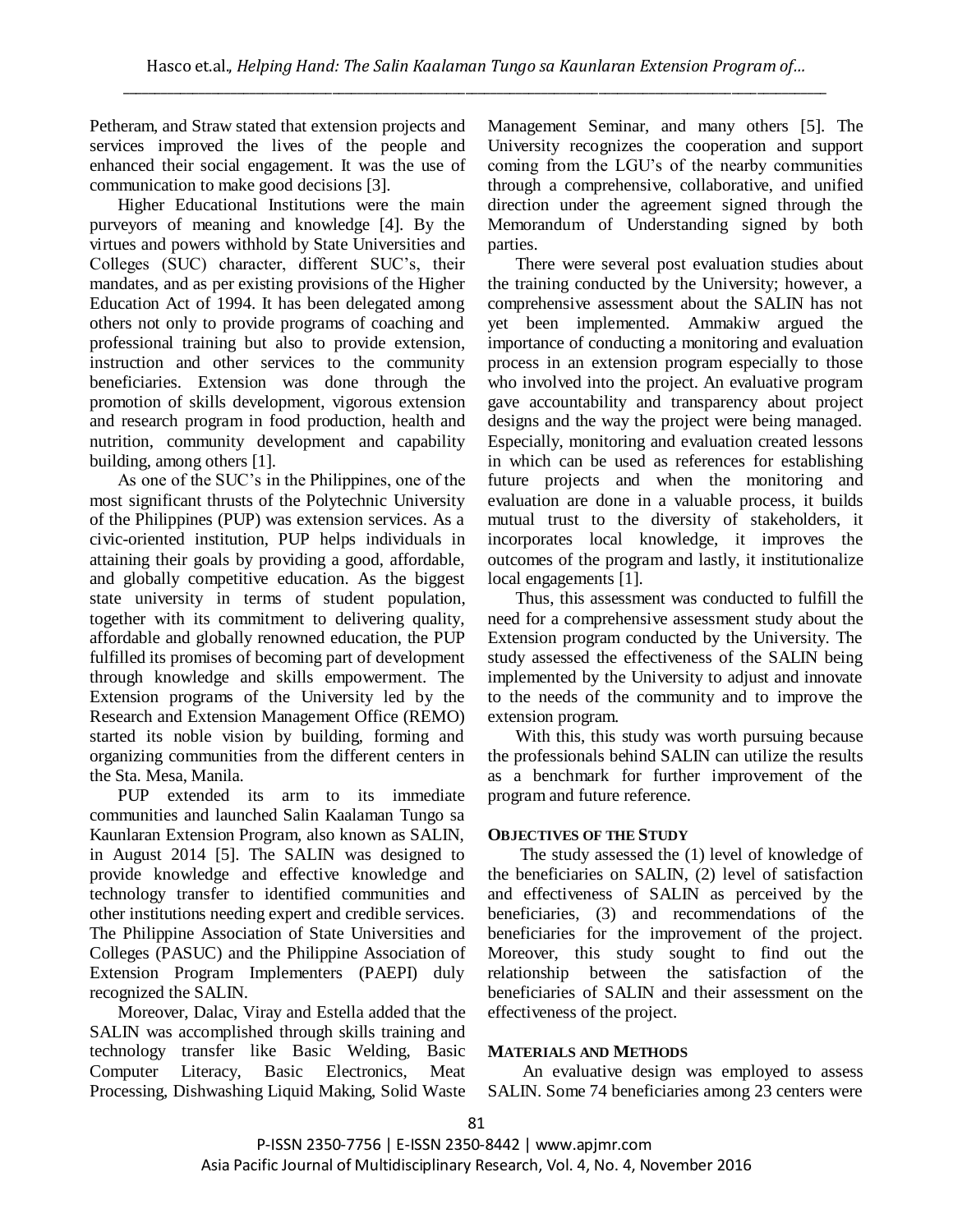Petheram, and Straw stated that extension projects and services improved the lives of the people and enhanced their social engagement. It was the use of communication to make good decisions [3].

Higher Educational Institutions were the main purveyors of meaning and knowledge [4]. By the virtues and powers withhold by State Universities and Colleges (SUC) character, different SUC's, their mandates, and as per existing provisions of the Higher Education Act of 1994. It has been delegated among others not only to provide programs of coaching and professional training but also to provide extension, instruction and other services to the community beneficiaries. Extension was done through the promotion of skills development, vigorous extension and research program in food production, health and nutrition, community development and capability building, among others [1].

As one of the SUC's in the Philippines, one of the most significant thrusts of the Polytechnic University of the Philippines (PUP) was extension services. As a civic-oriented institution, PUP helps individuals in attaining their goals by providing a good, affordable, and globally competitive education. As the biggest state university in terms of student population, together with its commitment to delivering quality, affordable and globally renowned education, the PUP fulfilled its promises of becoming part of development through knowledge and skills empowerment. The Extension programs of the University led by the Research and Extension Management Office (REMO) started its noble vision by building, forming and organizing communities from the different centers in the Sta. Mesa, Manila.

PUP extended its arm to its immediate communities and launched Salin Kaalaman Tungo sa Kaunlaran Extension Program, also known as SALIN, in August 2014 [5]. The SALIN was designed to provide knowledge and effective knowledge and technology transfer to identified communities and other institutions needing expert and credible services. The Philippine Association of State Universities and Colleges (PASUC) and the Philippine Association of Extension Program Implementers (PAEPI) duly recognized the SALIN.

Moreover, Dalac, Viray and Estella added that the SALIN was accomplished through skills training and technology transfer like Basic Welding, Basic Computer Literacy, Basic Electronics, Meat Processing, Dishwashing Liquid Making, Solid Waste Management Seminar, and many others [5]. The University recognizes the cooperation and support coming from the LGU's of the nearby communities through a comprehensive, collaborative, and unified direction under the agreement signed through the Memorandum of Understanding signed by both parties.

There were several post evaluation studies about the training conducted by the University; however, a comprehensive assessment about the SALIN has not yet been implemented. Ammakiw argued the importance of conducting a monitoring and evaluation process in an extension program especially to those who involved into the project. An evaluative program gave accountability and transparency about project designs and the way the project were being managed. Especially, monitoring and evaluation created lessons in which can be used as references for establishing future projects and when the monitoring and evaluation are done in a valuable process, it builds mutual trust to the diversity of stakeholders, it incorporates local knowledge, it improves the outcomes of the program and lastly, it institutionalize local engagements [1].

Thus, this assessment was conducted to fulfill the need for a comprehensive assessment study about the Extension program conducted by the University. The study assessed the effectiveness of the SALIN being implemented by the University to adjust and innovate to the needs of the community and to improve the extension program.

With this, this study was worth pursuing because the professionals behind SALIN can utilize the results as a benchmark for further improvement of the program and future reference.

## OBJECTIVES OF THE STUDY

The study assessed the (1) level of knowledge of the beneficiaries on SALIN, (2) level of satisfaction and effectiveness of SALIN as perceived by the beneficiaries, (3) and recommendations of the beneficiaries for the improvement of the project. Moreover, this study sought to find out the relationship between the satisfaction of the beneficiaries of SALIN and their assessment on the effectiveness of the project.

## MATERIALS AND METHODS

An evaluative design was employed to assess SALIN. Some 74 beneficiaries among 23 centers were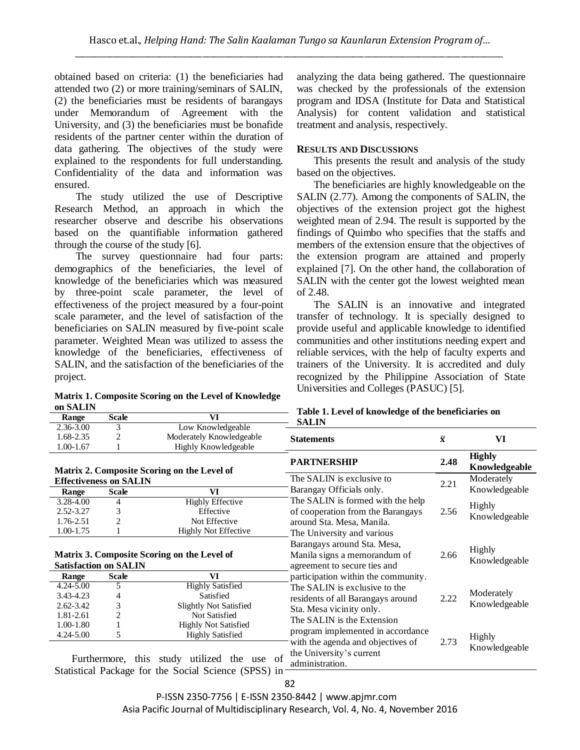obtained based on criteria: (1) the beneficiaries had attended two (2) or more training/seminars of SALIN, (2) the beneficiaries must be residents of barangays under Memorandum of Agreement with the University, and (3) the beneficiaries must be bonafide residents of the partner center within the duration of data gathering. The objectives of the study were explained to the respondents for full understanding. Confidentiality of the data and information was ensured.

The study utilized the use of Descriptive Research Method, an approach in which the researcher observe and describe his observations based on the quantifiable information gathered through the course of the study [6].

The survey questionnaire had four parts: demographics of the beneficiaries, the level of knowledge of the beneficiaries which was measured by three-point scale parameter, the level of effectiveness of the project measured by a four-point scale parameter, and the level of satisfaction of the beneficiaries on SALIN measured by five-point scale parameter. Weighted Mean was utilized to assess the knowledge of the beneficiaries, effectiveness of SALIN, and the satisfaction of the beneficiaries of the project.

**Matrix 1. Composite Scoring on the Level of Knowledge on SALIN**

| Range | Scale | VI |
|---|---|---|
| 2.36-3.00 | 3 | Low Knowledgeable |
| 1.68-2.35 | 2 | Moderately Knowledgeable |
| 1.00-1.67 | 1 | Highly Knowledgeable |

**Matrix 2. Composite Scoring on the Level of Effectiveness on SALIN**

| Range | Scale | VI |
|---|---|---|
| 3.28-4.00 | 4 | Highly Effective |
| 2.52-3.27 | 3 | Effective |
| 1.76-2.51 | 2 | Not Effective |
| 1.00-1.75 | 1 | Highly Not Effective |

**Matrix 3. Composite Scoring on the Level of Satisfaction on SALIN**

| Range | Scale | VI |
|---|---|---|
| 4.24-5.00 | 5 | Highly Satisfied |
| 3.43-4.23 | 4 | Satisfied |
| 2.62-3.42 | 3 | Slightly Not Satisfied |
| 1.81-2.61 | 2 | Not Satisfied |
| 1.00-1.80 | 1 | Highly Not Satisfied |
| 4.24-5.00 | 5 | Highly Satisfied |

Furthermore, this study utilized the use of Statistical Package for the Social Science (SPSS) in analyzing the data being gathered. The questionnaire was checked by the professionals of the extension program and IDSA (Institute for Data and Statistical Analysis) for content validation and statistical treatment and analysis, respectively.

## RESULTS AND DISCUSSIONS

This presents the result and analysis of the study based on the objectives.

The beneficiaries are highly knowledgeable on the SALIN (2.77). Among the components of SALIN, the objectives of the extension project got the highest weighted mean of 2.94. The result is supported by the findings of Quimbo who specifies that the staffs and members of the extension ensure that the objectives of the extension program are attained and properly explained [7]. On the other hand, the collaboration of SALIN with the center got the lowest weighted mean of 2.48.

The SALIN is an innovative and integrated transfer of technology. It is specially designed to provide useful and applicable knowledge to identified communities and other institutions needing expert and reliable services, with the help of faculty experts and trainers of the University. It is accredited and duly recognized by the Philippine Association of State Universities and Colleges (PASUC) [5].

**Table 1. Level of knowledge of the beneficiaries on SALIN**

| Statements | $\bar{x}$ | VI |
|---|---|---|
| **PARTNERSHIP** | **2.48** | **Highly Knowledgeable** |
| The SALIN is exclusive to Barangay Officials only. | 2.21 | Moderately Knowledgeable |
| The SALIN is formed with the help of cooperation from the Barangays around Sta. Mesa, Manila. | 2.56 | Highly Knowledgeable |
| The University and various Barangays around Sta. Mesa, Manila signs a memorandum of agreement to secure ties and participation within the community. | 2.66 | Highly Knowledgeable |
| The SALIN is exclusive to the residents of all Barangays around Sta. Mesa vicinity only. | 2.22 | Moderately Knowledgeable |
| The SALIN is the Extension program implemented in accordance with the agenda and objectives of the University's current administration. | 2.73 | Highly Knowledgeable |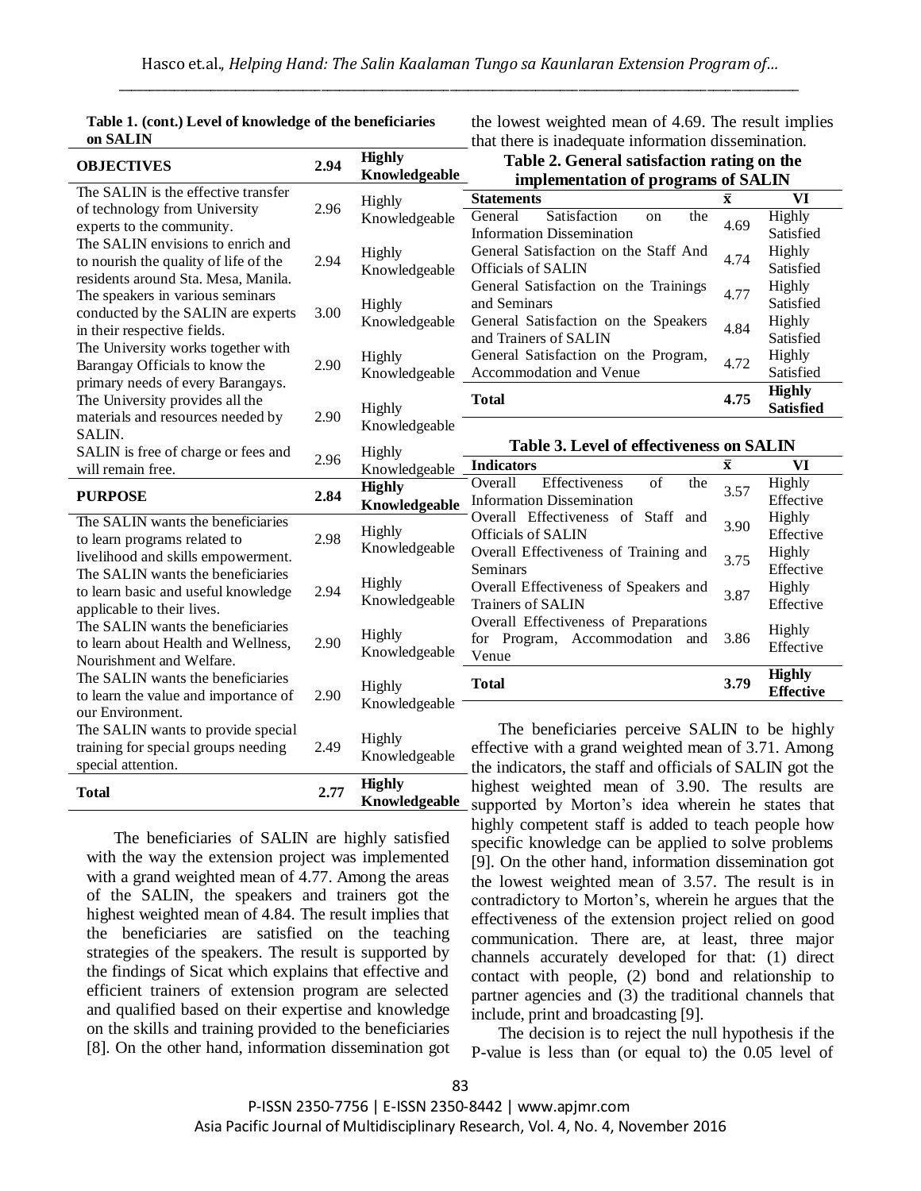**Table 1. (cont.) Level of knowledge of the beneficiaries on SALIN**

| **OBJECTIVES** | **2.94** | **Highly Knowledgeable** |
|---|---|---|
| The SALIN is the effective transfer of technology from University experts to the community. | 2.96 | Highly Knowledgeable |
| The SALIN envisions to enrich and to nourish the quality of life of the residents around Sta. Mesa, Manila. | 2.94 | Highly Knowledgeable |
| The speakers in various seminars conducted by the SALIN are experts in their respective fields. | 3.00 | Highly Knowledgeable |
| The University works together with Barangay Officials to know the primary needs of every Barangays. | 2.90 | Highly Knowledgeable |
| The University provides all the materials and resources needed by SALIN. | 2.90 | Highly Knowledgeable |
| SALIN is free of charge or fees and will remain free. | 2.96 | Highly Knowledgeable |
| **PURPOSE** | **2.84** | **Highly Knowledgeable** |
| The SALIN wants the beneficiaries to learn programs related to livelihood and skills empowerment. | 2.98 | Highly Knowledgeable |
| The SALIN wants the beneficiaries to learn basic and useful knowledge applicable to their lives. | 2.94 | Highly Knowledgeable |
| The SALIN wants the beneficiaries to learn about Health and Wellness, Nourishment and Welfare. | 2.90 | Highly Knowledgeable |
| The SALIN wants the beneficiaries to learn the value and importance of our Environment. | 2.90 | Highly Knowledgeable |
| The SALIN wants to provide special training for special groups needing special attention. | 2.49 | Highly Knowledgeable |
| **Total** | **2.77** | **Highly Knowledgeable** |

The beneficiaries of SALIN are highly satisfied with the way the extension project was implemented with a grand weighted mean of 4.77. Among the areas of the SALIN, the speakers and trainers got the highest weighted mean of 4.84. The result implies that the beneficiaries are satisfied on the teaching strategies of the speakers. The result is supported by the findings of Sicat which explains that effective and efficient trainers of extension program are selected and qualified based on their expertise and knowledge on the skills and training provided to the beneficiaries [8]. On the other hand, information dissemination got the lowest weighted mean of 4.69. The result implies that there is inadequate information dissemination.

**Table 2. General satisfaction rating on the implementation of programs of SALIN**

| **Statements** | **x̄** | **VI** |
|---|---|---|
| General Satisfaction on the Information Dissemination | 4.69 | Highly Satisfied |
| General Satisfaction on the Staff And Officials of SALIN | 4.74 | Highly Satisfied |
| General Satisfaction on the Trainings and Seminars | 4.77 | Highly Satisfied |
| General Satisfaction on the Speakers and Trainers of SALIN | 4.84 | Highly Satisfied |
| General Satisfaction on the Program, Accommodation and Venue | 4.72 | Highly Satisfied |
| **Total** | **4.75** | **Highly Satisfied** |

**Table 3. Level of effectiveness on SALIN**

| **Indicators** | **x̄** | **VI** |
|---|---|---|
| Overall Effectiveness of the Information Dissemination | 3.57 | Highly Effective |
| Overall Effectiveness of Staff and Officials of SALIN | 3.90 | Highly Effective |
| Overall Effectiveness of Training and Seminars | 3.75 | Highly Effective |
| Overall Effectiveness of Speakers and Trainers of SALIN | 3.87 | Highly Effective |
| Overall Effectiveness of Preparations for Program, Accommodation and Venue | 3.86 | Highly Effective |
| **Total** | **3.79** | **Highly Effective** |

The beneficiaries perceive SALIN to be highly effective with a grand weighted mean of 3.71. Among the indicators, the staff and officials of SALIN got the highest weighted mean of 3.90. The results are supported by Morton's idea wherein he states that highly competent staff is added to teach people how specific knowledge can be applied to solve problems [9]. On the other hand, information dissemination got the lowest weighted mean of 3.57. The result is in contradictory to Morton's, wherein he argues that the effectiveness of the extension project relied on good communication. There are, at least, three major channels accurately developed for that: (1) direct contact with people, (2) bond and relationship to partner agencies and (3) the traditional channels that include, print and broadcasting [9].

The decision is to reject the null hypothesis if the P-value is less than (or equal to) the 0.05 level of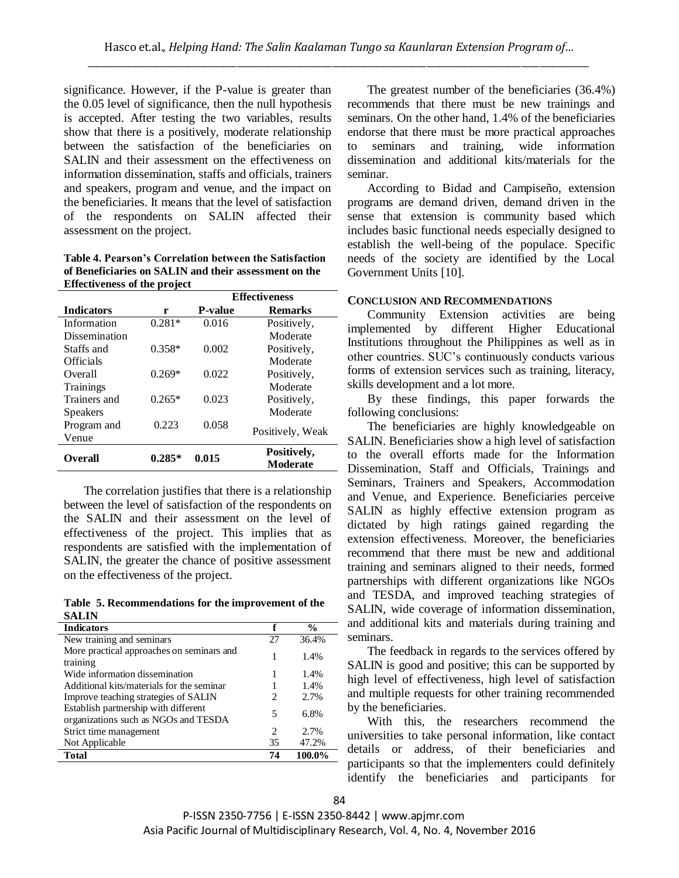significance. However, if the P-value is greater than the 0.05 level of significance, then the null hypothesis is accepted. After testing the two variables, results show that there is a positively, moderate relationship between the satisfaction of the beneficiaries on SALIN and their assessment on the effectiveness on information dissemination, staffs and officials, trainers and speakers, program and venue, and the impact on the beneficiaries. It means that the level of satisfaction of the respondents on SALIN affected their assessment on the project.

**Table 4. Pearson's Correlation between the Satisfaction of Beneficiaries on SALIN and their assessment on the Effectiveness of the project**

| | Effectiveness | | |
|---|---|---|---|
| **Indicators** | **r** | **P-value** | **Remarks** |
| Information Dissemination | 0.281* | 0.016 | Positively, Moderate |
| Staffs and Officials | 0.358* | 0.002 | Positively, Moderate |
| Overall Trainings | 0.269* | 0.022 | Positively, Moderate |
| Trainers and Speakers | 0.265* | 0.023 | Positively, Moderate |
| Program and Venue | 0.223 | 0.058 | Positively, Weak |
| **Overall** | **0.285*** | **0.015** | **Positively, Moderate** |

The correlation justifies that there is a relationship between the level of satisfaction of the respondents on the SALIN and their assessment on the level of effectiveness of the project. This implies that as respondents are satisfied with the implementation of SALIN, the greater the chance of positive assessment on the effectiveness of the project.

**Table 5. Recommendations for the improvement of the SALIN**

| Indicators | f | % |
|---|---|---|
| New training and seminars | 27 | 36.4% |
| More practical approaches on seminars and training | 1 | 1.4% |
| Wide information dissemination | 1 | 1.4% |
| Additional kits/materials for the seminar | 1 | 1.4% |
| Improve teaching strategies of SALIN | 2 | 2.7% |
| Establish partnership with different organizations such as NGOs and TESDA | 5 | 6.8% |
| Strict time management | 2 | 2.7% |
| Not Applicable | 35 | 47.2% |
| **Total** | **74** | **100.0%** |

The greatest number of the beneficiaries (36.4%) recommends that there must be new trainings and seminars. On the other hand, 1.4% of the beneficiaries endorse that there must be more practical approaches to seminars and training, wide information dissemination and additional kits/materials for the seminar.

According to Bidad and Campiseño, extension programs are demand driven, demand driven in the sense that extension is community based which includes basic functional needs especially designed to establish the well-being of the populace. Specific needs of the society are identified by the Local Government Units [10].

## CONCLUSION AND RECOMMENDATIONS

Community Extension activities are being implemented by different Higher Educational Institutions throughout the Philippines as well as in other countries. SUC's continuously conducts various forms of extension services such as training, literacy, skills development and a lot more.

By these findings, this paper forwards the following conclusions:

The beneficiaries are highly knowledgeable on SALIN. Beneficiaries show a high level of satisfaction to the overall efforts made for the Information Dissemination, Staff and Officials, Trainings and Seminars, Trainers and Speakers, Accommodation and Venue, and Experience. Beneficiaries perceive SALIN as highly effective extension program as dictated by high ratings gained regarding the extension effectiveness. Moreover, the beneficiaries recommend that there must be new and additional training and seminars aligned to their needs, formed partnerships with different organizations like NGOs and TESDA, and improved teaching strategies of SALIN, wide coverage of information dissemination, and additional kits and materials during training and seminars.

The feedback in regards to the services offered by SALIN is good and positive; this can be supported by high level of effectiveness, high level of satisfaction and multiple requests for other training recommended by the beneficiaries.

With this, the researchers recommend the universities to take personal information, like contact details or address, of their beneficiaries and participants so that the implementers could definitely identify the beneficiaries and participants for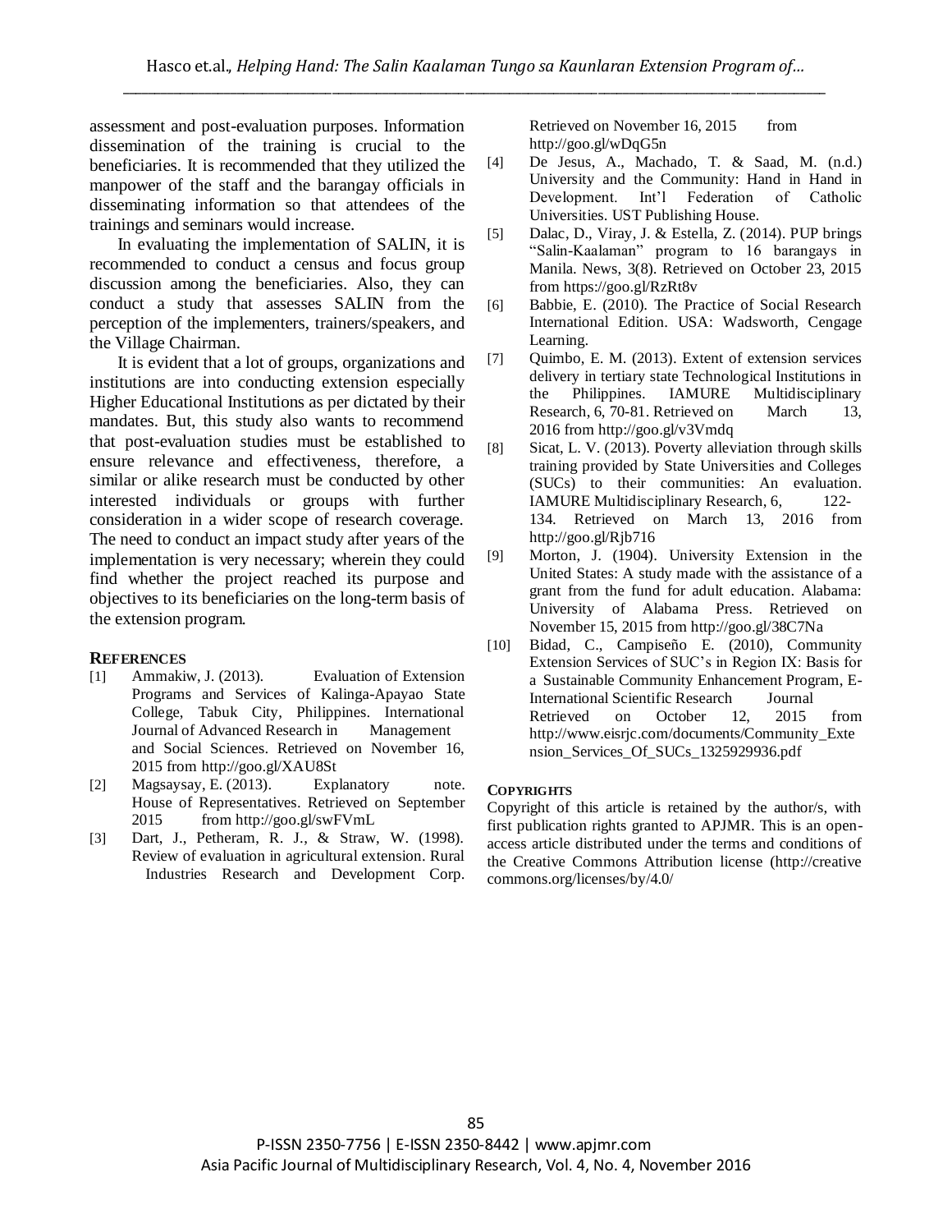assessment and post-evaluation purposes. Information dissemination of the training is crucial to the beneficiaries. It is recommended that they utilized the manpower of the staff and the barangay officials in disseminating information so that attendees of the trainings and seminars would increase.

In evaluating the implementation of SALIN, it is recommended to conduct a census and focus group discussion among the beneficiaries. Also, they can conduct a study that assesses SALIN from the perception of the implementers, trainers/speakers, and the Village Chairman.

It is evident that a lot of groups, organizations and institutions are into conducting extension especially Higher Educational Institutions as per dictated by their mandates. But, this study also wants to recommend that post-evaluation studies must be established to ensure relevance and effectiveness, therefore, a similar or alike research must be conducted by other interested individuals or groups with further consideration in a wider scope of research coverage. The need to conduct an impact study after years of the implementation is very necessary; wherein they could find whether the project reached its purpose and objectives to its beneficiaries on the long-term basis of the extension program.

## REFERENCES

[1] Ammakiw, J. (2013). Evaluation of Extension Programs and Services of Kalinga-Apayao State College, Tabuk City, Philippines. International Journal of Advanced Research in Management and Social Sciences. Retrieved on November 16, 2015 from http://goo.gl/XAU8St

[2] Magsaysay, E. (2013). Explanatory note. House of Representatives. Retrieved on September 2015 from http://goo.gl/swFVmL

[3] Dart, J., Petheram, R. J., & Straw, W. (1998). Review of evaluation in agricultural extension. Rural Industries Research and Development Corp. Retrieved on November 16, 2015 from http://goo.gl/wDqG5n

[4] De Jesus, A., Machado, T. & Saad, M. (n.d.) University and the Community: Hand in Hand in Development. Int'l Federation of Catholic Universities. UST Publishing House.

[5] Dalac, D., Viray, J. & Estella, Z. (2014). PUP brings "Salin-Kaalaman" program to 16 barangays in Manila. News, 3(8). Retrieved on October 23, 2015 from https://goo.gl/RzRt8v

[6] Babbie, E. (2010). The Practice of Social Research International Edition. USA: Wadsworth, Cengage Learning.

[7] Quimbo, E. M. (2013). Extent of extension services delivery in tertiary state Technological Institutions in the Philippines. IAMURE Multidisciplinary Research, 6, 70-81. Retrieved on March 13, 2016 from http://goo.gl/v3Vmdq

[8] Sicat, L. V. (2013). Poverty alleviation through skills training provided by State Universities and Colleges (SUCs) to their communities: An evaluation. IAMURE Multidisciplinary Research, 6, 122-134. Retrieved on March 13, 2016 from http://goo.gl/Rjb716

[9] Morton, J. (1904). University Extension in the United States: A study made with the assistance of a grant from the fund for adult education. Alabama: University of Alabama Press. Retrieved on November 15, 2015 from http://goo.gl/38C7Na

[10] Bidad, C., Campiseño E. (2010), Community Extension Services of SUC's in Region IX: Basis for a Sustainable Community Enhancement Program, E-International Scientific Research Journal Retrieved on October 12, 2015 from http://www.eisrjc.com/documents/Community_Extension_Services_Of_SUCs_1325929936.pdf

## COPYRIGHTS

Copyright of this article is retained by the author/s, with first publication rights granted to APJMR. This is an open-access article distributed under the terms and conditions of the Creative Commons Attribution license (http://creative commons.org/licenses/by/4.0/